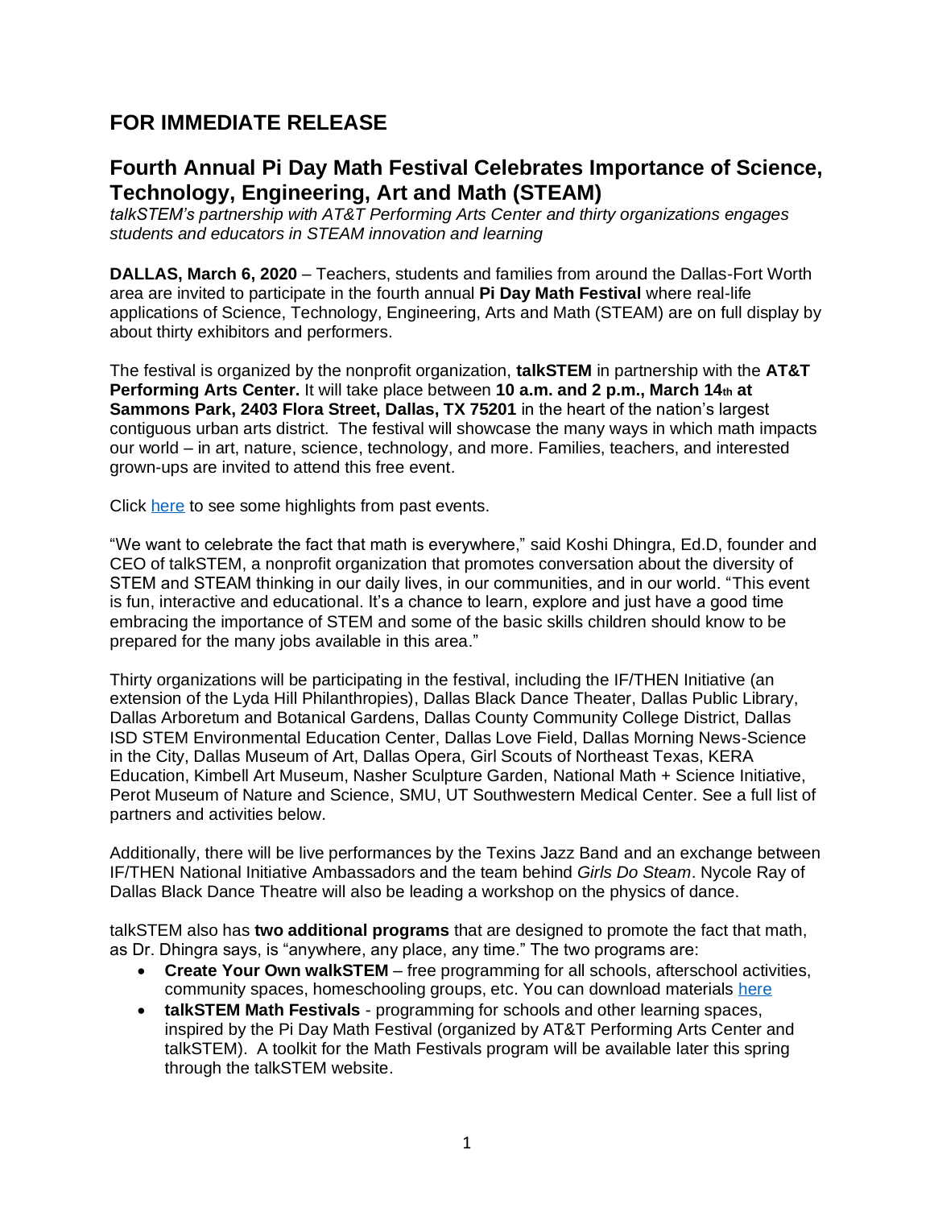# FOR IMMEDIATE RELEASE

## Fourth Annual Pi Day Math Festival Celebrates Importance of Science, Technology, Engineering, Art and Math (STEAM)

*talkSTEM's partnership with AT&T Performing Arts Center and thirty organizations engages students and educators in STEAM innovation and learning*

**DALLAS, March 6, 2020** – Teachers, students and families from around the Dallas-Fort Worth area are invited to participate in the fourth annual **Pi Day Math Festival** where real-life applications of Science, Technology, Engineering, Arts and Math (STEAM) are on full display by about thirty exhibitors and performers.

The festival is organized by the nonprofit organization, **talkSTEM** in partnership with the **AT&T Performing Arts Center.** It will take place between **10 a.m. and 2 p.m., March 14th at Sammons Park, 2403 Flora Street, Dallas, TX 75201** in the heart of the nation's largest contiguous urban arts district. The festival will showcase the many ways in which math impacts our world – in art, nature, science, technology, and more. Families, teachers, and interested grown-ups are invited to attend this free event.

Click here to see some highlights from past events.

"We want to celebrate the fact that math is everywhere," said Koshi Dhingra, Ed.D, founder and CEO of talkSTEM, a nonprofit organization that promotes conversation about the diversity of STEM and STEAM thinking in our daily lives, in our communities, and in our world. "This event is fun, interactive and educational. It's a chance to learn, explore and just have a good time embracing the importance of STEM and some of the basic skills children should know to be prepared for the many jobs available in this area."

Thirty organizations will be participating in the festival, including the IF/THEN Initiative (an extension of the Lyda Hill Philanthropies), Dallas Black Dance Theater, Dallas Public Library, Dallas Arboretum and Botanical Gardens, Dallas County Community College District, Dallas ISD STEM Environmental Education Center, Dallas Love Field, Dallas Morning News-Science in the City, Dallas Museum of Art, Dallas Opera, Girl Scouts of Northeast Texas, KERA Education, Kimbell Art Museum, Nasher Sculpture Garden, National Math + Science Initiative, Perot Museum of Nature and Science, SMU, UT Southwestern Medical Center. See a full list of partners and activities below.

Additionally, there will be live performances by the Texins Jazz Band and an exchange between IF/THEN National Initiative Ambassadors and the team behind *Girls Do Steam*. Nycole Ray of Dallas Black Dance Theatre will also be leading a workshop on the physics of dance.

talkSTEM also has **two additional programs** that are designed to promote the fact that math, as Dr. Dhingra says, is "anywhere, any place, any time." The two programs are:

- **Create Your Own walkSTEM** – free programming for all schools, afterschool activities, community spaces, homeschooling groups, etc. You can download materials here
- **talkSTEM Math Festivals** - programming for schools and other learning spaces, inspired by the Pi Day Math Festival (organized by AT&T Performing Arts Center and talkSTEM). A toolkit for the Math Festivals program will be available later this spring through the talkSTEM website.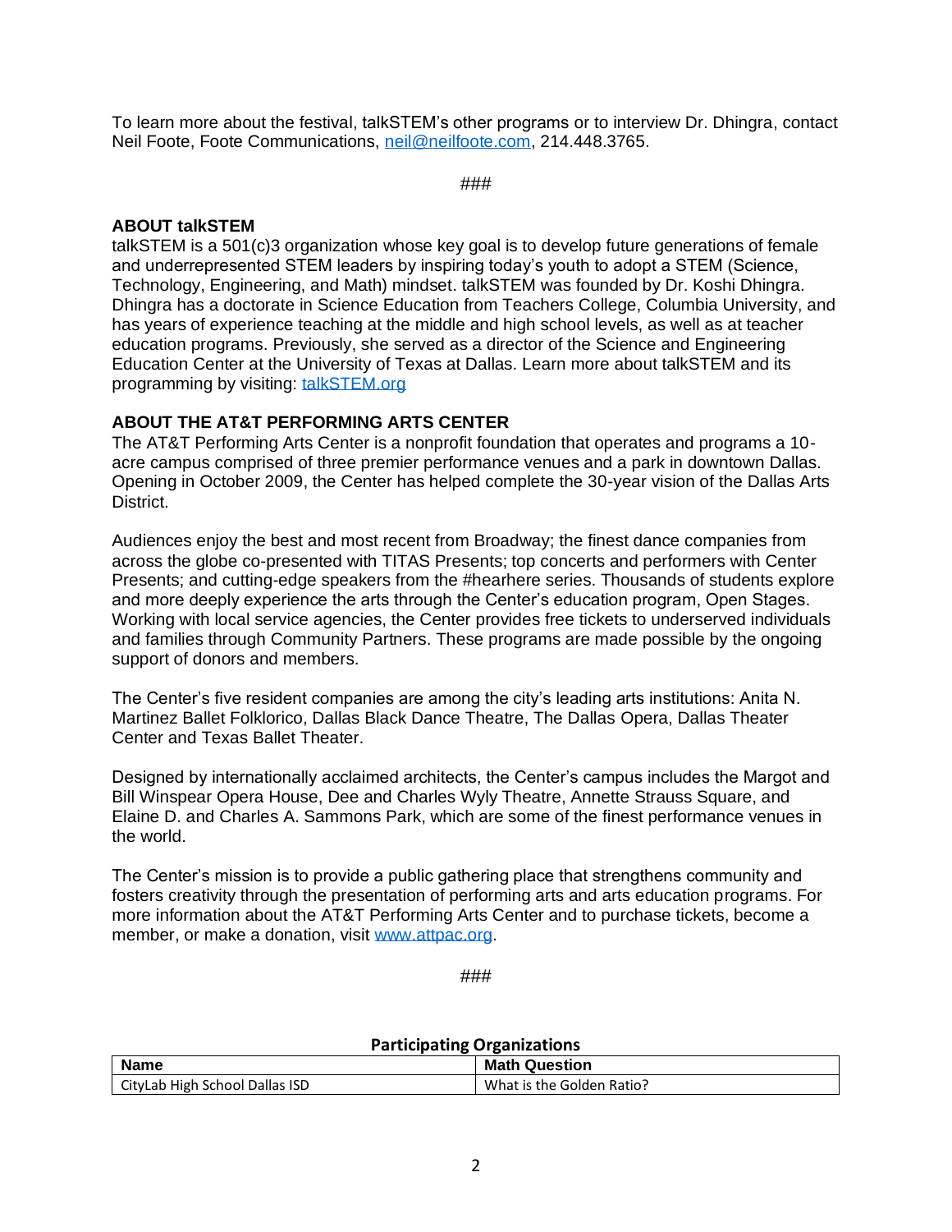To learn more about the festival, talkSTEM's other programs or to interview Dr. Dhingra, contact Neil Foote, Foote Communications, [neil@neilfoote.com](mailto:neil@neilfoote.com), 214.448.3765.

###

**ABOUT talkSTEM**

talkSTEM is a 501(c)3 organization whose key goal is to develop future generations of female and underrepresented STEM leaders by inspiring today's youth to adopt a STEM (Science, Technology, Engineering, and Math) mindset. talkSTEM was founded by Dr. Koshi Dhingra. Dhingra has a doctorate in Science Education from Teachers College, Columbia University, and has years of experience teaching at the middle and high school levels, as well as at teacher education programs. Previously, she served as a director of the Science and Engineering Education Center at the University of Texas at Dallas. Learn more about talkSTEM and its programming by visiting: [talkSTEM.org](http://talkSTEM.org)

**ABOUT THE AT&T PERFORMING ARTS CENTER**

The AT&T Performing Arts Center is a nonprofit foundation that operates and programs a 10-acre campus comprised of three premier performance venues and a park in downtown Dallas. Opening in October 2009, the Center has helped complete the 30-year vision of the Dallas Arts District.

Audiences enjoy the best and most recent from Broadway; the finest dance companies from across the globe co-presented with TITAS Presents; top concerts and performers with Center Presents; and cutting-edge speakers from the #hearhere series. Thousands of students explore and more deeply experience the arts through the Center's education program, Open Stages. Working with local service agencies, the Center provides free tickets to underserved individuals and families through Community Partners. These programs are made possible by the ongoing support of donors and members.

The Center's five resident companies are among the city's leading arts institutions: Anita N. Martinez Ballet Folklorico, Dallas Black Dance Theatre, The Dallas Opera, Dallas Theater Center and Texas Ballet Theater.

Designed by internationally acclaimed architects, the Center's campus includes the Margot and Bill Winspear Opera House, Dee and Charles Wyly Theatre, Annette Strauss Square, and Elaine D. and Charles A. Sammons Park, which are some of the finest performance venues in the world.

The Center's mission is to provide a public gathering place that strengthens community and fosters creativity through the presentation of performing arts and arts education programs. For more information about the AT&T Performing Arts Center and to purchase tickets, become a member, or make a donation, visit [www.attpac.org](http://www.attpac.org).

###

**Participating Organizations**

| Name | Math Question |
|---|---|
| CityLab High School Dallas ISD | What is the Golden Ratio? |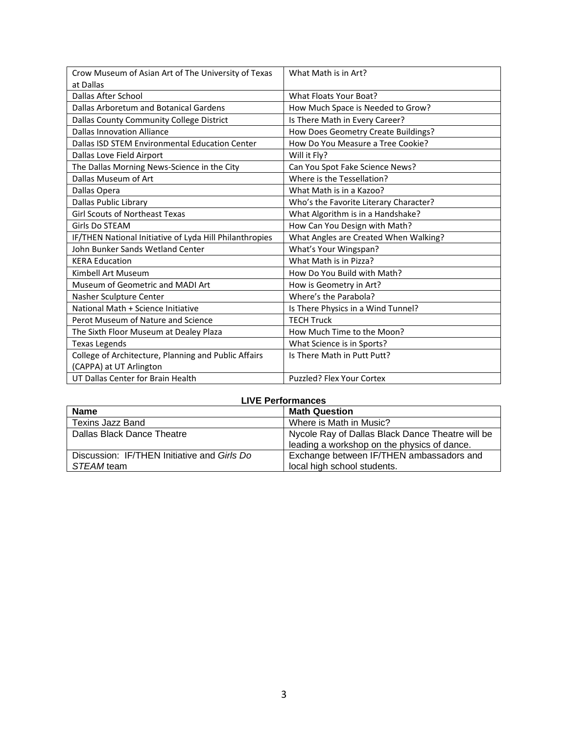| | |
|---|---|
| Crow Museum of Asian Art of The University of Texas at Dallas | What Math is in Art? |
| Dallas After School | What Floats Your Boat? |
| Dallas Arboretum and Botanical Gardens | How Much Space is Needed to Grow? |
| Dallas County Community College District | Is There Math in Every Career? |
| Dallas Innovation Alliance | How Does Geometry Create Buildings? |
| Dallas ISD STEM Environmental Education Center | How Do You Measure a Tree Cookie? |
| Dallas Love Field Airport | Will it Fly? |
| The Dallas Morning News-Science in the City | Can You Spot Fake Science News? |
| Dallas Museum of Art | Where is the Tessellation? |
| Dallas Opera | What Math is in a Kazoo? |
| Dallas Public Library | Who's the Favorite Literary Character? |
| Girl Scouts of Northeast Texas | What Algorithm is in a Handshake? |
| Girls Do STEAM | How Can You Design with Math? |
| IF/THEN National Initiative of Lyda Hill Philanthropies | What Angles are Created When Walking? |
| John Bunker Sands Wetland Center | What's Your Wingspan? |
| KERA Education | What Math is in Pizza? |
| Kimbell Art Museum | How Do You Build with Math? |
| Museum of Geometric and MADI Art | How is Geometry in Art? |
| Nasher Sculpture Center | Where's the Parabola? |
| National Math + Science Initiative | Is There Physics in a Wind Tunnel? |
| Perot Museum of Nature and Science | TECH Truck |
| The Sixth Floor Museum at Dealey Plaza | How Much Time to the Moon? |
| Texas Legends | What Science is in Sports? |
| College of Architecture, Planning and Public Affairs (CAPPA) at UT Arlington | Is There Math in Putt Putt? |
| UT Dallas Center for Brain Health | Puzzled? Flex Your Cortex |

**LIVE Performances**

| Name | Math Question |
|---|---|
| Texins Jazz Band | Where is Math in Music? |
| Dallas Black Dance Theatre | Nycole Ray of Dallas Black Dance Theatre will be leading a workshop on the physics of dance. |
| Discussion: IF/THEN Initiative and *Girls Do STEAM* team | Exchange between IF/THEN ambassadors and local high school students. |